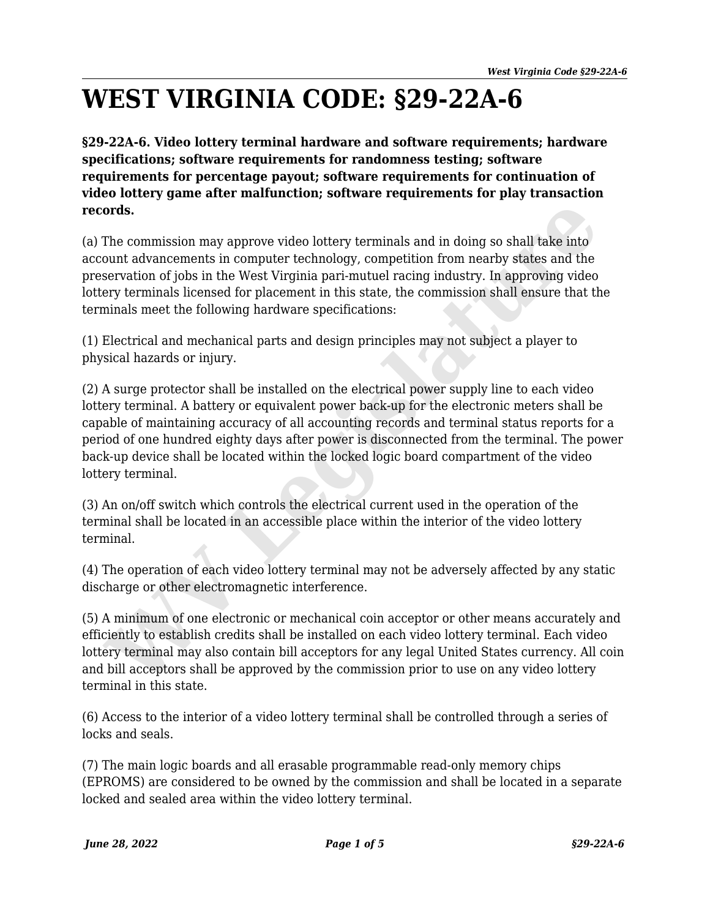# WEST VIRGINIA CODE: §29-22A-6

**§29-22A-6. Video lottery terminal hardware and software requirements; hardware specifications; software requirements for randomness testing; software requirements for percentage payout; software requirements for continuation of video lottery game after malfunction; software requirements for play transaction records.**

(a) The commission may approve video lottery terminals and in doing so shall take into account advancements in computer technology, competition from nearby states and the preservation of jobs in the West Virginia pari-mutuel racing industry. In approving video lottery terminals licensed for placement in this state, the commission shall ensure that the terminals meet the following hardware specifications:

(1) Electrical and mechanical parts and design principles may not subject a player to physical hazards or injury.

(2) A surge protector shall be installed on the electrical power supply line to each video lottery terminal. A battery or equivalent power back-up for the electronic meters shall be capable of maintaining accuracy of all accounting records and terminal status reports for a period of one hundred eighty days after power is disconnected from the terminal. The power back-up device shall be located within the locked logic board compartment of the video lottery terminal.

(3) An on/off switch which controls the electrical current used in the operation of the terminal shall be located in an accessible place within the interior of the video lottery terminal.

(4) The operation of each video lottery terminal may not be adversely affected by any static discharge or other electromagnetic interference.

(5) A minimum of one electronic or mechanical coin acceptor or other means accurately and efficiently to establish credits shall be installed on each video lottery terminal. Each video lottery terminal may also contain bill acceptors for any legal United States currency. All coin and bill acceptors shall be approved by the commission prior to use on any video lottery terminal in this state.

(6) Access to the interior of a video lottery terminal shall be controlled through a series of locks and seals.

(7) The main logic boards and all erasable programmable read-only memory chips (EPROMS) are considered to be owned by the commission and shall be located in a separate locked and sealed area within the video lottery terminal.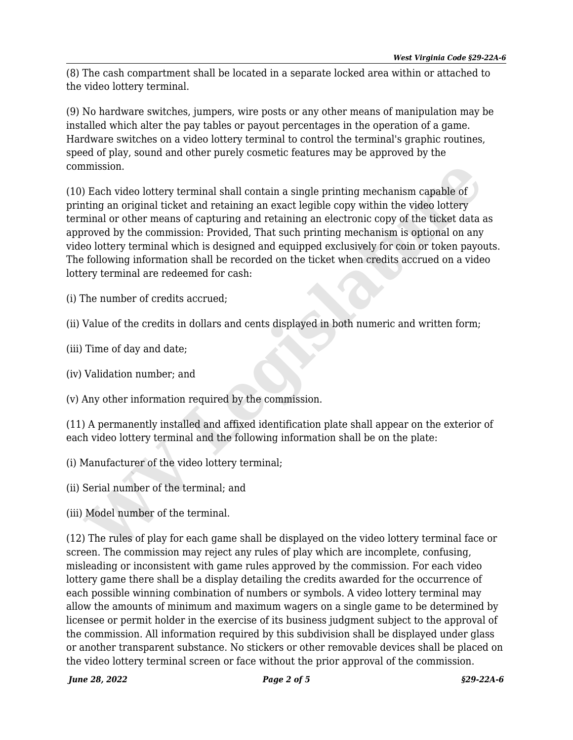(8) The cash compartment shall be located in a separate locked area within or attached to the video lottery terminal.

(9) No hardware switches, jumpers, wire posts or any other means of manipulation may be installed which alter the pay tables or payout percentages in the operation of a game. Hardware switches on a video lottery terminal to control the terminal's graphic routines, speed of play, sound and other purely cosmetic features may be approved by the commission.

(10) Each video lottery terminal shall contain a single printing mechanism capable of printing an original ticket and retaining an exact legible copy within the video lottery terminal or other means of capturing and retaining an electronic copy of the ticket data as approved by the commission: Provided, That such printing mechanism is optional on any video lottery terminal which is designed and equipped exclusively for coin or token payouts. The following information shall be recorded on the ticket when credits accrued on a video lottery terminal are redeemed for cash:

(i) The number of credits accrued;

(ii) Value of the credits in dollars and cents displayed in both numeric and written form;

(iii) Time of day and date;

(iv) Validation number; and

(v) Any other information required by the commission.

(11) A permanently installed and affixed identification plate shall appear on the exterior of each video lottery terminal and the following information shall be on the plate:

(i) Manufacturer of the video lottery terminal;

(ii) Serial number of the terminal; and

(iii) Model number of the terminal.

(12) The rules of play for each game shall be displayed on the video lottery terminal face or screen. The commission may reject any rules of play which are incomplete, confusing, misleading or inconsistent with game rules approved by the commission. For each video lottery game there shall be a display detailing the credits awarded for the occurrence of each possible winning combination of numbers or symbols. A video lottery terminal may allow the amounts of minimum and maximum wagers on a single game to be determined by licensee or permit holder in the exercise of its business judgment subject to the approval of the commission. All information required by this subdivision shall be displayed under glass or another transparent substance. No stickers or other removable devices shall be placed on the video lottery terminal screen or face without the prior approval of the commission.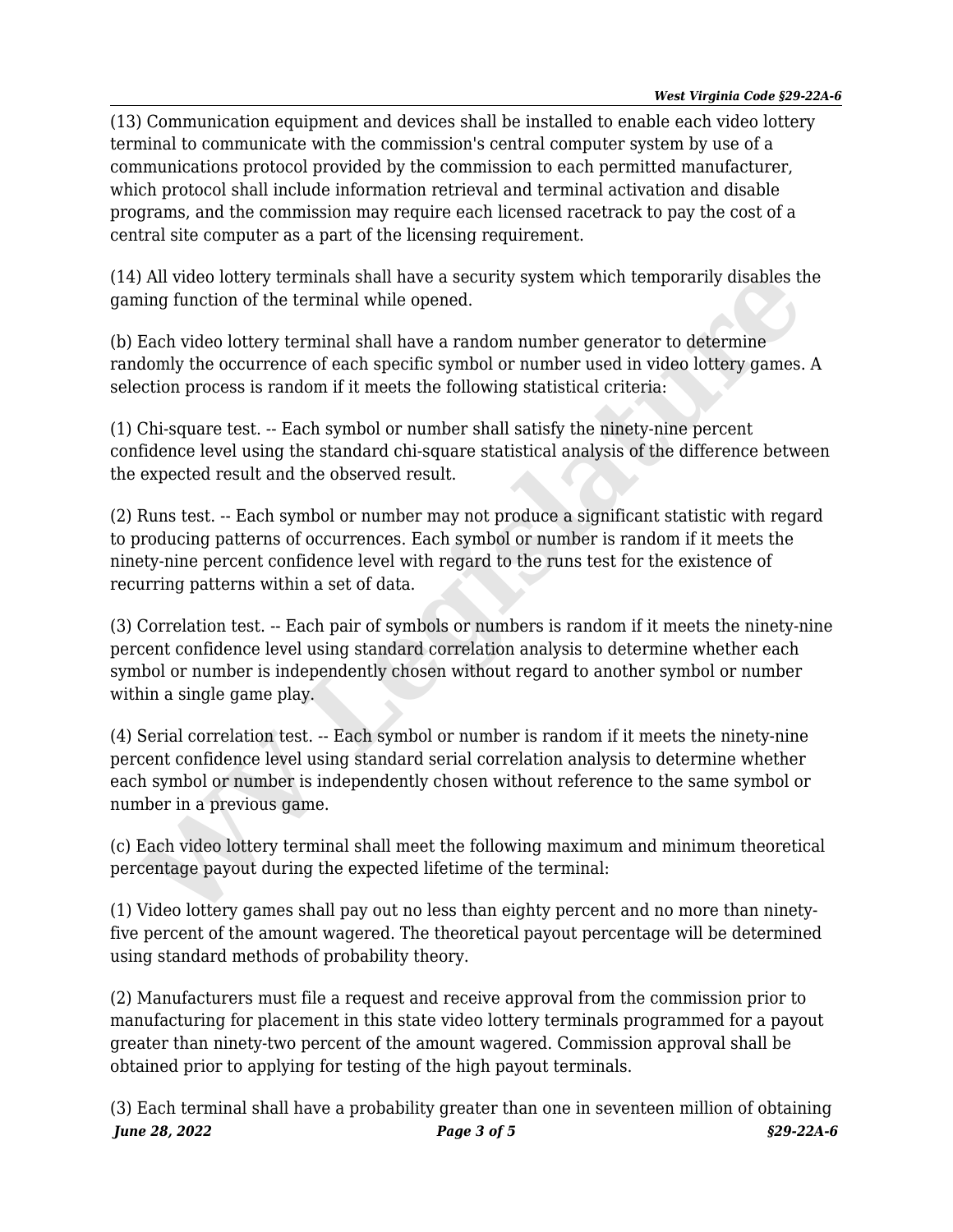(13) Communication equipment and devices shall be installed to enable each video lottery terminal to communicate with the commission's central computer system by use of a communications protocol provided by the commission to each permitted manufacturer, which protocol shall include information retrieval and terminal activation and disable programs, and the commission may require each licensed racetrack to pay the cost of a central site computer as a part of the licensing requirement.

(14) All video lottery terminals shall have a security system which temporarily disables the gaming function of the terminal while opened.

(b) Each video lottery terminal shall have a random number generator to determine randomly the occurrence of each specific symbol or number used in video lottery games. A selection process is random if it meets the following statistical criteria:

(1) Chi-square test. -- Each symbol or number shall satisfy the ninety-nine percent confidence level using the standard chi-square statistical analysis of the difference between the expected result and the observed result.

(2) Runs test. -- Each symbol or number may not produce a significant statistic with regard to producing patterns of occurrences. Each symbol or number is random if it meets the ninety-nine percent confidence level with regard to the runs test for the existence of recurring patterns within a set of data.

(3) Correlation test. -- Each pair of symbols or numbers is random if it meets the ninety-nine percent confidence level using standard correlation analysis to determine whether each symbol or number is independently chosen without regard to another symbol or number within a single game play.

(4) Serial correlation test. -- Each symbol or number is random if it meets the ninety-nine percent confidence level using standard serial correlation analysis to determine whether each symbol or number is independently chosen without reference to the same symbol or number in a previous game.

(c) Each video lottery terminal shall meet the following maximum and minimum theoretical percentage payout during the expected lifetime of the terminal:

(1) Video lottery games shall pay out no less than eighty percent and no more than ninety-five percent of the amount wagered. The theoretical payout percentage will be determined using standard methods of probability theory.

(2) Manufacturers must file a request and receive approval from the commission prior to manufacturing for placement in this state video lottery terminals programmed for a payout greater than ninety-two percent of the amount wagered. Commission approval shall be obtained prior to applying for testing of the high payout terminals.

(3) Each terminal shall have a probability greater than one in seventeen million of obtaining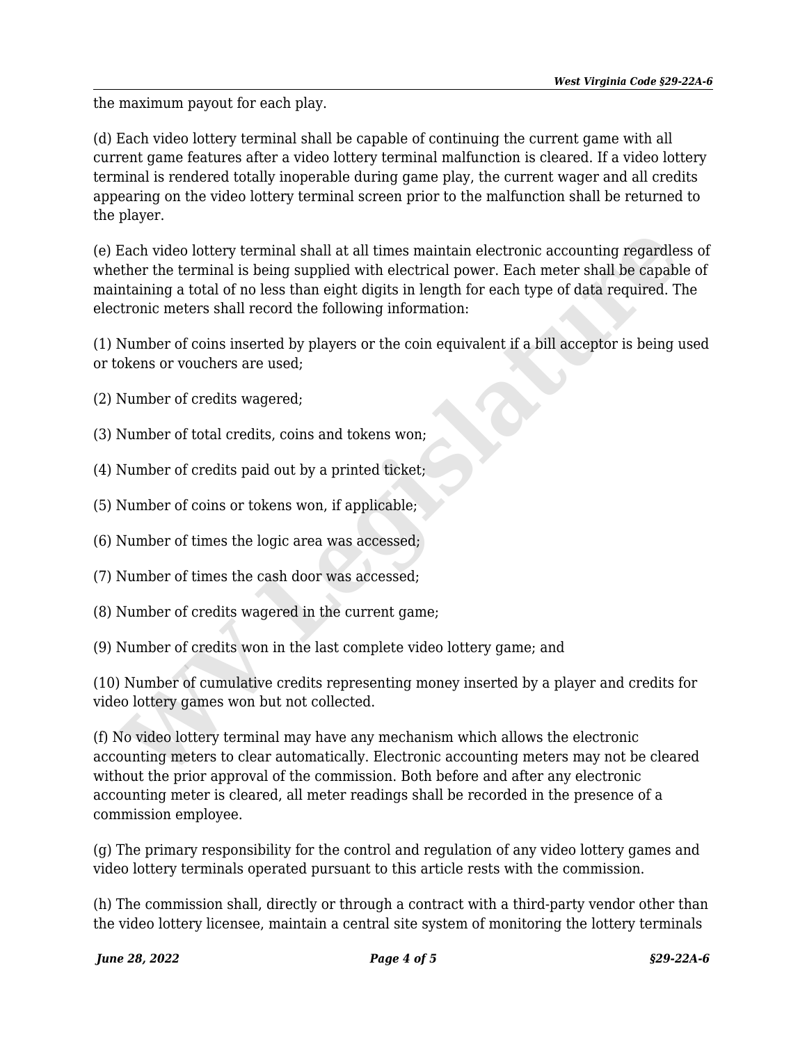the maximum payout for each play.

(d) Each video lottery terminal shall be capable of continuing the current game with all current game features after a video lottery terminal malfunction is cleared. If a video lottery terminal is rendered totally inoperable during game play, the current wager and all credits appearing on the video lottery terminal screen prior to the malfunction shall be returned to the player.

(e) Each video lottery terminal shall at all times maintain electronic accounting regardless of whether the terminal is being supplied with electrical power. Each meter shall be capable of maintaining a total of no less than eight digits in length for each type of data required. The electronic meters shall record the following information:

(1) Number of coins inserted by players or the coin equivalent if a bill acceptor is being used or tokens or vouchers are used;

(2) Number of credits wagered;

(3) Number of total credits, coins and tokens won;

(4) Number of credits paid out by a printed ticket;

(5) Number of coins or tokens won, if applicable;

(6) Number of times the logic area was accessed;

(7) Number of times the cash door was accessed;

(8) Number of credits wagered in the current game;

(9) Number of credits won in the last complete video lottery game; and

(10) Number of cumulative credits representing money inserted by a player and credits for video lottery games won but not collected.

(f) No video lottery terminal may have any mechanism which allows the electronic accounting meters to clear automatically. Electronic accounting meters may not be cleared without the prior approval of the commission. Both before and after any electronic accounting meter is cleared, all meter readings shall be recorded in the presence of a commission employee.

(g) The primary responsibility for the control and regulation of any video lottery games and video lottery terminals operated pursuant to this article rests with the commission.

(h) The commission shall, directly or through a contract with a third-party vendor other than the video lottery licensee, maintain a central site system of monitoring the lottery terminals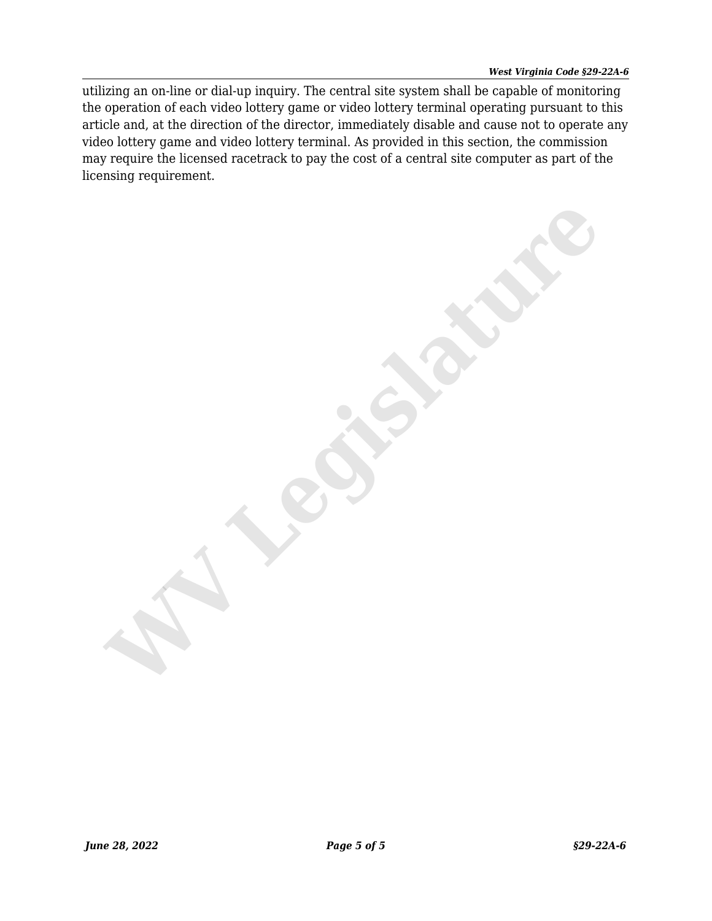utilizing an on-line or dial-up inquiry. The central site system shall be capable of monitoring the operation of each video lottery game or video lottery terminal operating pursuant to this article and, at the direction of the director, immediately disable and cause not to operate any video lottery game and video lottery terminal. As provided in this section, the commission may require the licensed racetrack to pay the cost of a central site computer as part of the licensing requirement.